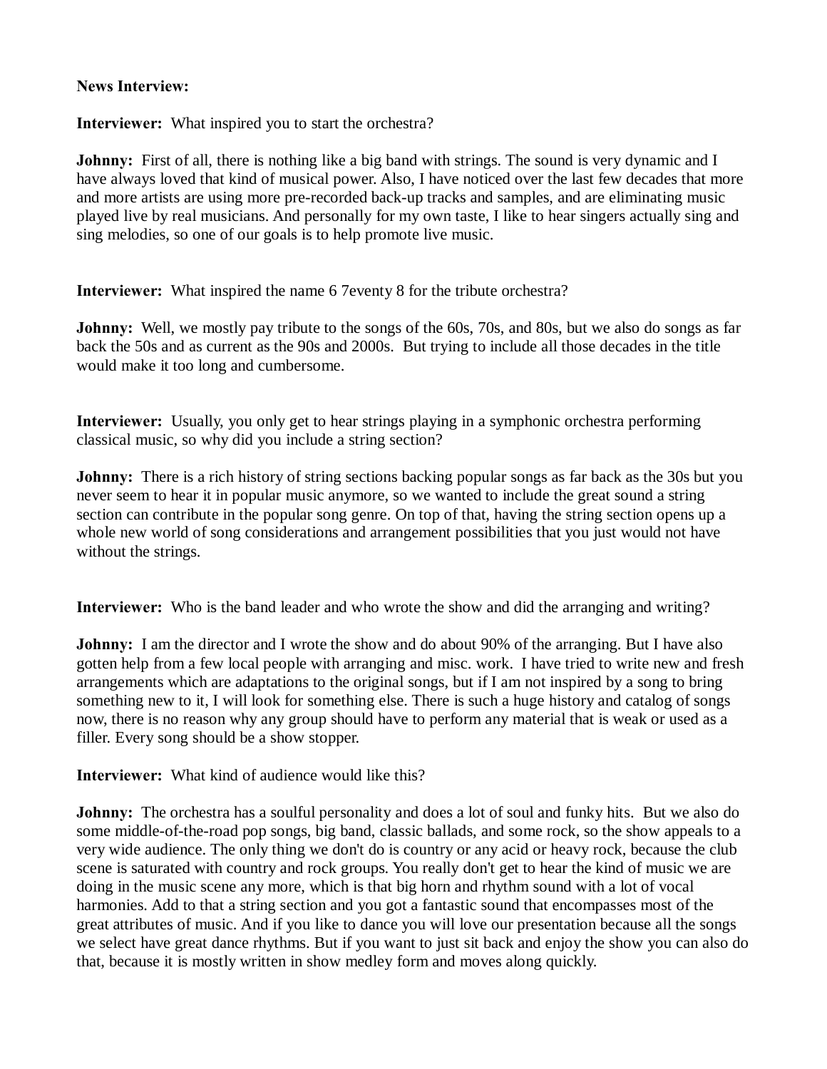**News Interview:**

**Interviewer:** What inspired you to start the orchestra?

**Johnny:** First of all, there is nothing like a big band with strings. The sound is very dynamic and I have always loved that kind of musical power. Also, I have noticed over the last few decades that more and more artists are using more pre-recorded back-up tracks and samples, and are eliminating music played live by real musicians. And personally for my own taste, I like to hear singers actually sing and sing melodies, so one of our goals is to help promote live music.

**Interviewer:** What inspired the name 6 7eventy 8 for the tribute orchestra?

**Johnny:** Well, we mostly pay tribute to the songs of the 60s, 70s, and 80s, but we also do songs as far back the 50s and as current as the 90s and 2000s. But trying to include all those decades in the title would make it too long and cumbersome.

**Interviewer:** Usually, you only get to hear strings playing in a symphonic orchestra performing classical music, so why did you include a string section?

**Johnny:** There is a rich history of string sections backing popular songs as far back as the 30s but you never seem to hear it in popular music anymore, so we wanted to include the great sound a string section can contribute in the popular song genre. On top of that, having the string section opens up a whole new world of song considerations and arrangement possibilities that you just would not have without the strings.

**Interviewer:** Who is the band leader and who wrote the show and did the arranging and writing?

**Johnny:** I am the director and I wrote the show and do about 90% of the arranging. But I have also gotten help from a few local people with arranging and misc. work. I have tried to write new and fresh arrangements which are adaptations to the original songs, but if I am not inspired by a song to bring something new to it, I will look for something else. There is such a huge history and catalog of songs now, there is no reason why any group should have to perform any material that is weak or used as a filler. Every song should be a show stopper.

**Interviewer:** What kind of audience would like this?

**Johnny:** The orchestra has a soulful personality and does a lot of soul and funky hits. But we also do some middle-of-the-road pop songs, big band, classic ballads, and some rock, so the show appeals to a very wide audience. The only thing we don't do is country or any acid or heavy rock, because the club scene is saturated with country and rock groups. You really don't get to hear the kind of music we are doing in the music scene any more, which is that big horn and rhythm sound with a lot of vocal harmonies. Add to that a string section and you got a fantastic sound that encompasses most of the great attributes of music. And if you like to dance you will love our presentation because all the songs we select have great dance rhythms. But if you want to just sit back and enjoy the show you can also do that, because it is mostly written in show medley form and moves along quickly.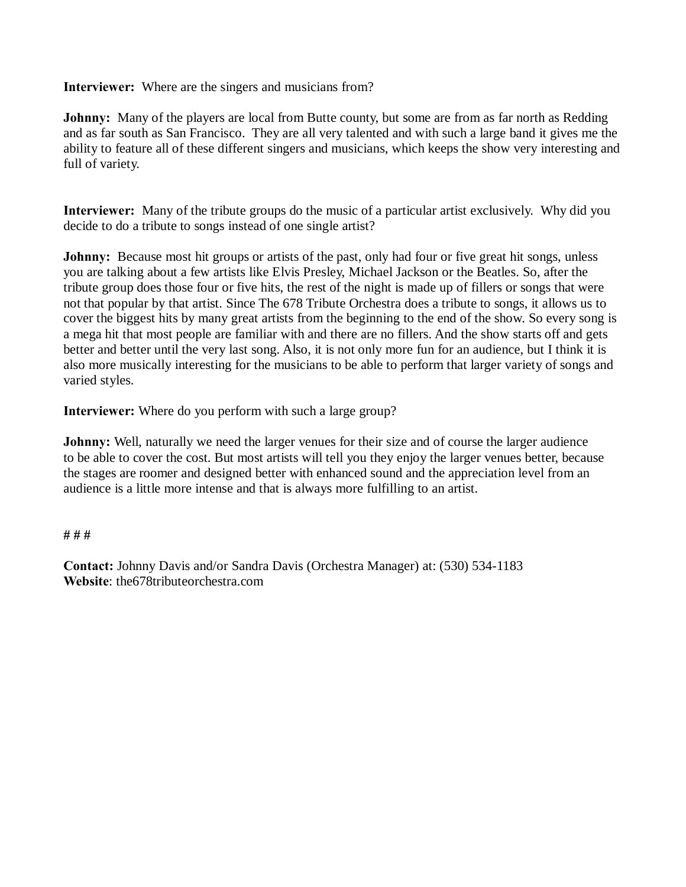**Interviewer:** Where are the singers and musicians from?

**Johnny:** Many of the players are local from Butte county, but some are from as far north as Redding and as far south as San Francisco. They are all very talented and with such a large band it gives me the ability to feature all of these different singers and musicians, which keeps the show very interesting and full of variety.

**Interviewer:** Many of the tribute groups do the music of a particular artist exclusively. Why did you decide to do a tribute to songs instead of one single artist?

**Johnny:** Because most hit groups or artists of the past, only had four or five great hit songs, unless you are talking about a few artists like Elvis Presley, Michael Jackson or the Beatles. So, after the tribute group does those four or five hits, the rest of the night is made up of fillers or songs that were not that popular by that artist. Since The 678 Tribute Orchestra does a tribute to songs, it allows us to cover the biggest hits by many great artists from the beginning to the end of the show. So every song is a mega hit that most people are familiar with and there are no fillers. And the show starts off and gets better and better until the very last song. Also, it is not only more fun for an audience, but I think it is also more musically interesting for the musicians to be able to perform that larger variety of songs and varied styles.

**Interviewer:** Where do you perform with such a large group?

**Johnny:** Well, naturally we need the larger venues for their size and of course the larger audience to be able to cover the cost. But most artists will tell you they enjoy the larger venues better, because the stages are roomer and designed better with enhanced sound and the appreciation level from an audience is a little more intense and that is always more fulfilling to an artist.

# # #

**Contact:** Johnny Davis and/or Sandra Davis (Orchestra Manager) at: (530) 534-1183
**Website**: the678tributeorchestra.com